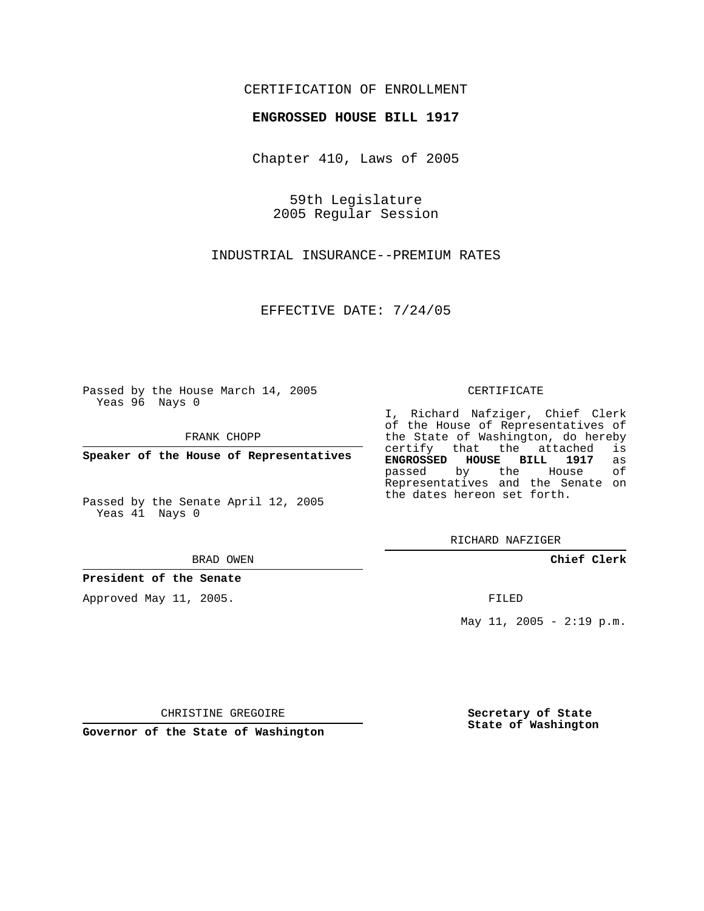CERTIFICATION OF ENROLLMENT

**ENGROSSED HOUSE BILL 1917**

Chapter 410, Laws of 2005

59th Legislature
2005 Regular Session

INDUSTRIAL INSURANCE--PREMIUM RATES

EFFECTIVE DATE: 7/24/05

Passed by the House March 14, 2005
Yeas 96 Nays 0

FRANK CHOPP

**Speaker of the House of Representatives**

Passed by the Senate April 12, 2005
Yeas 41 Nays 0

BRAD OWEN

**President of the Senate**

Approved May 11, 2005.

CHRISTINE GREGOIRE

**Governor of the State of Washington**

CERTIFICATE

I, Richard Nafziger, Chief Clerk of the House of Representatives of the State of Washington, do hereby certify that the attached is **ENGROSSED HOUSE BILL 1917** as passed by the House of Representatives and the Senate on the dates hereon set forth.

RICHARD NAFZIGER

**Chief Clerk**

FILED

May 11, 2005 - 2:19 p.m.

**Secretary of State**
**State of Washington**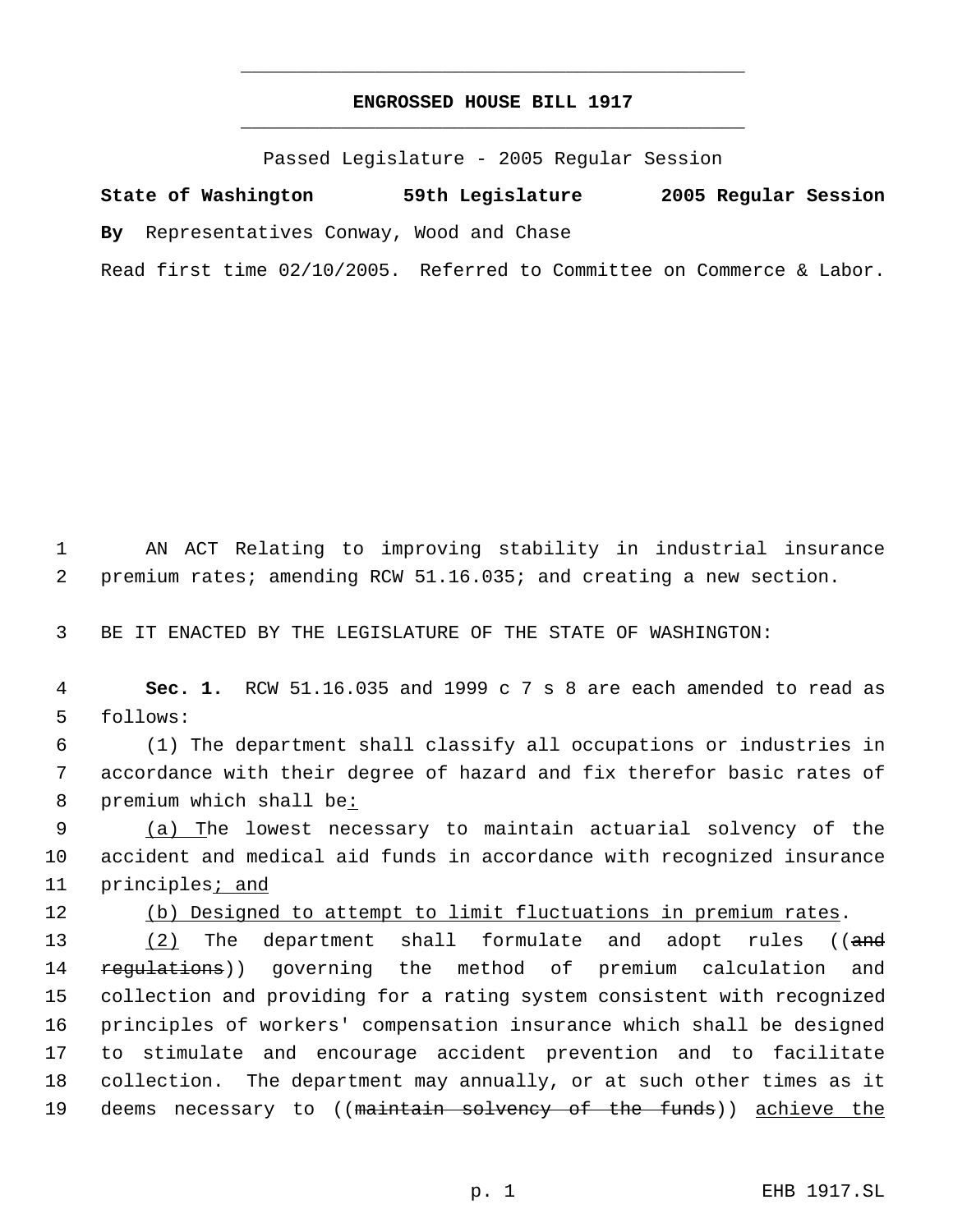**ENGROSSED HOUSE BILL 1917**

Passed Legislature - 2005 Regular Session

**State of Washington 59th Legislature 2005 Regular Session**

**By** Representatives Conway, Wood and Chase

Read first time 02/10/2005. Referred to Committee on Commerce & Labor.

1 AN ACT Relating to improving stability in industrial insurance
2 premium rates; amending RCW 51.16.035; and creating a new section.

3 BE IT ENACTED BY THE LEGISLATURE OF THE STATE OF WASHINGTON:

4 **Sec. 1.** RCW 51.16.035 and 1999 c 7 s 8 are each amended to read as
5 follows:

6 (1) The department shall classify all occupations or industries in
7 accordance with their degree of hazard and fix therefor basic rates of
8 premium which shall be<u>:</u>

9 <u>(a) T</u>he lowest necessary to maintain actuarial solvency of the
10 accident and medical aid funds in accordance with recognized insurance
11 principles<u>; and</u>

12 <u>(b) Designed to attempt to limit fluctuations in premium rates</u>.

13 <u>(2)</u> The department shall formulate and adopt rules ((~~and~~
14 ~~regulations~~)) governing the method of premium calculation and
15 collection and providing for a rating system consistent with recognized
16 principles of workers' compensation insurance which shall be designed
17 to stimulate and encourage accident prevention and to facilitate
18 collection. The department may annually, or at such other times as it
19 deems necessary to ((~~maintain solvency of the funds~~)) <u>achieve the</u>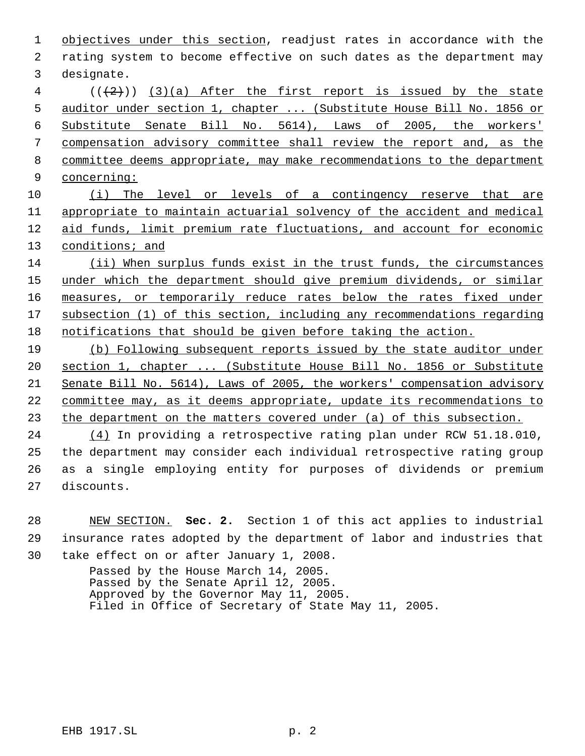objectives under this section, readjust rates in accordance with the rating system to become effective on such dates as the department may designate.

((~~(2)~~)) (3)(a) After the first report is issued by the state auditor under section 1, chapter ... (Substitute House Bill No. 1856 or Substitute Senate Bill No. 5614), Laws of 2005, the workers' compensation advisory committee shall review the report and, as the committee deems appropriate, may make recommendations to the department concerning:

(i) The level or levels of a contingency reserve that are appropriate to maintain actuarial solvency of the accident and medical aid funds, limit premium rate fluctuations, and account for economic conditions; and

(ii) When surplus funds exist in the trust funds, the circumstances under which the department should give premium dividends, or similar measures, or temporarily reduce rates below the rates fixed under subsection (1) of this section, including any recommendations regarding notifications that should be given before taking the action.

(b) Following subsequent reports issued by the state auditor under section 1, chapter ... (Substitute House Bill No. 1856 or Substitute Senate Bill No. 5614), Laws of 2005, the workers' compensation advisory committee may, as it deems appropriate, update its recommendations to the department on the matters covered under (a) of this subsection.

(4) In providing a retrospective rating plan under RCW 51.18.010, the department may consider each individual retrospective rating group as a single employing entity for purposes of dividends or premium discounts.

NEW SECTION. **Sec. 2.** Section 1 of this act applies to industrial insurance rates adopted by the department of labor and industries that take effect on or after January 1, 2008.

Passed by the House March 14, 2005.
Passed by the Senate April 12, 2005.
Approved by the Governor May 11, 2005.
Filed in Office of Secretary of State May 11, 2005.